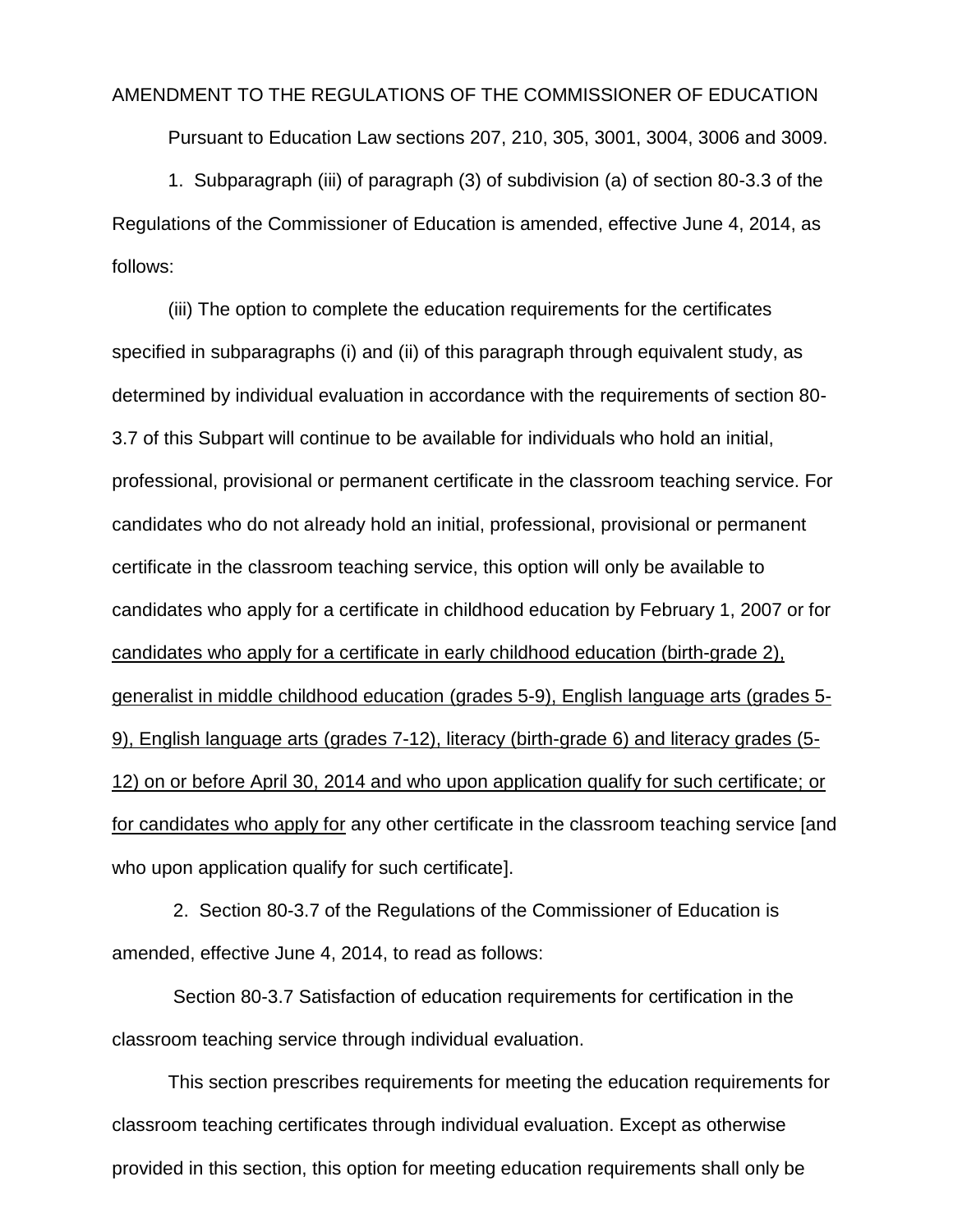AMENDMENT TO THE REGULATIONS OF THE COMMISSIONER OF EDUCATION

Pursuant to Education Law sections 207, 210, 305, 3001, 3004, 3006 and 3009.

1. Subparagraph (iii) of paragraph (3) of subdivision (a) of section 80-3.3 of the Regulations of the Commissioner of Education is amended, effective June 4, 2014, as follows:

(iii) The option to complete the education requirements for the certificates specified in subparagraphs (i) and (ii) of this paragraph through equivalent study, as determined by individual evaluation in accordance with the requirements of section 80-3.7 of this Subpart will continue to be available for individuals who hold an initial, professional, provisional or permanent certificate in the classroom teaching service. For candidates who do not already hold an initial, professional, provisional or permanent certificate in the classroom teaching service, this option will only be available to candidates who apply for a certificate in childhood education by February 1, 2007 or for <u>candidates who apply for a certificate in early childhood education (birth-grade 2), generalist in middle childhood education (grades 5-9), English language arts (grades 5-9), English language arts (grades 7-12), literacy (birth-grade 6) and literacy grades (5-12) on or before April 30, 2014 and who upon application qualify for such certificate; or for candidates who apply for</u> any other certificate in the classroom teaching service [and who upon application qualify for such certificate].

2. Section 80-3.7 of the Regulations of the Commissioner of Education is amended, effective June 4, 2014, to read as follows:

Section 80-3.7 Satisfaction of education requirements for certification in the classroom teaching service through individual evaluation.

This section prescribes requirements for meeting the education requirements for classroom teaching certificates through individual evaluation. Except as otherwise provided in this section, this option for meeting education requirements shall only be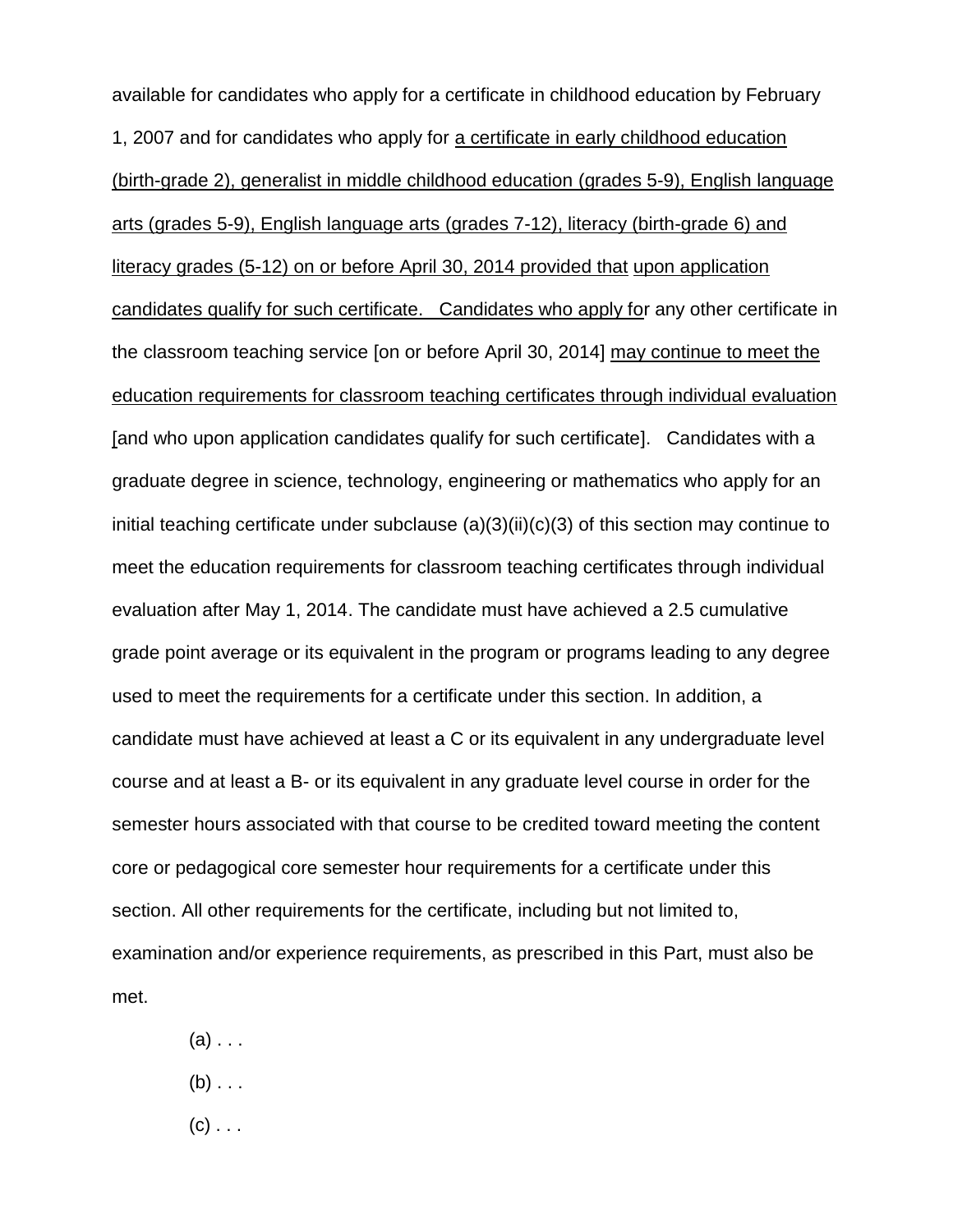available for candidates who apply for a certificate in childhood education by February 1, 2007 and for candidates who apply for a certificate in early childhood education (birth-grade 2), generalist in middle childhood education (grades 5-9), English language arts (grades 5-9), English language arts (grades 7-12), literacy (birth-grade 6) and literacy grades (5-12) on or before April 30, 2014 provided that upon application candidates qualify for such certificate. Candidates who apply for any other certificate in the classroom teaching service [on or before April 30, 2014] may continue to meet the education requirements for classroom teaching certificates through individual evaluation [and who upon application candidates qualify for such certificate]. Candidates with a graduate degree in science, technology, engineering or mathematics who apply for an initial teaching certificate under subclause (a)(3)(ii)(c)(3) of this section may continue to meet the education requirements for classroom teaching certificates through individual evaluation after May 1, 2014. The candidate must have achieved a 2.5 cumulative grade point average or its equivalent in the program or programs leading to any degree used to meet the requirements for a certificate under this section. In addition, a candidate must have achieved at least a C or its equivalent in any undergraduate level course and at least a B- or its equivalent in any graduate level course in order for the semester hours associated with that course to be credited toward meeting the content core or pedagogical core semester hour requirements for a certificate under this section. All other requirements for the certificate, including but not limited to, examination and/or experience requirements, as prescribed in this Part, must also be met.

(a) . . .

(b) . . .

(c) . . .